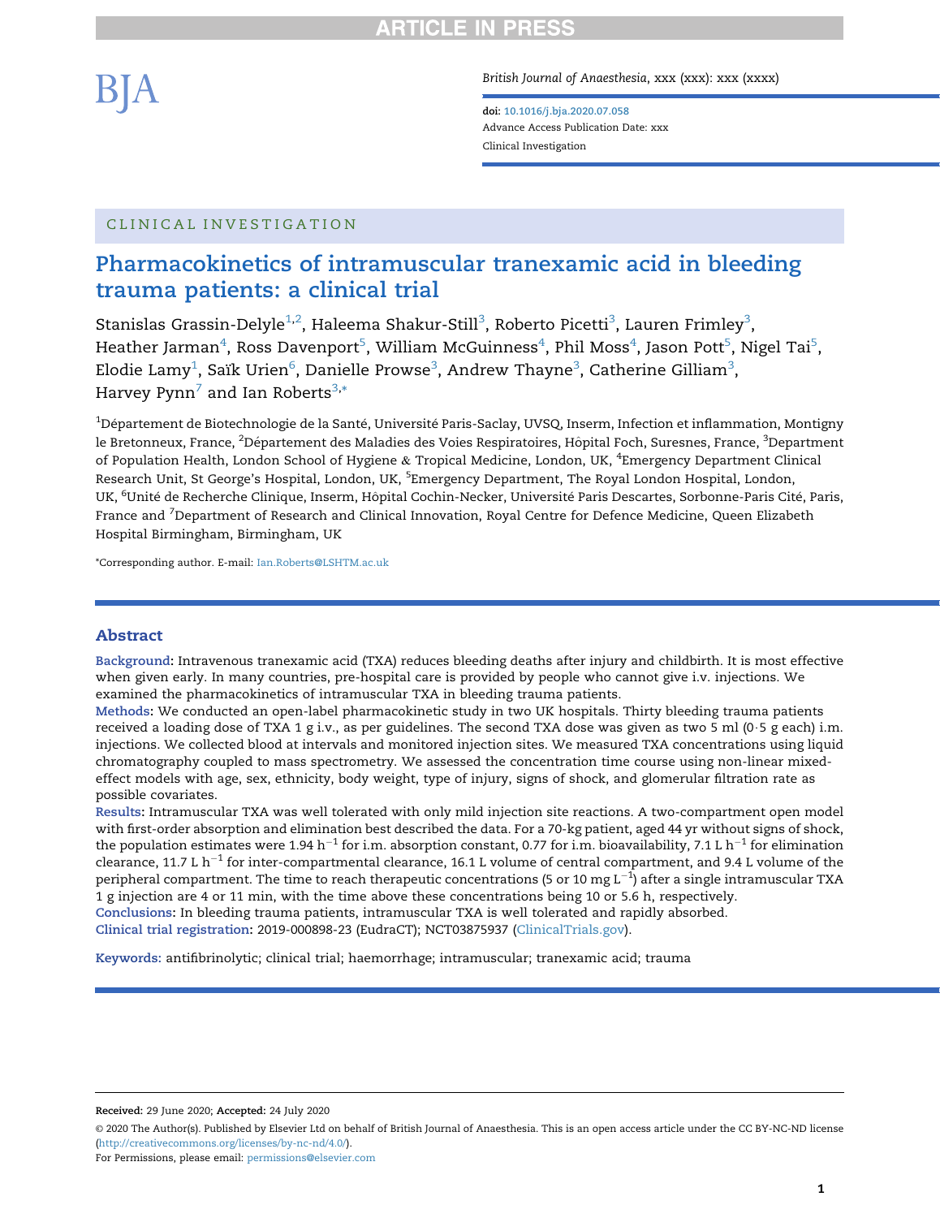CLINICAL INVESTIGATION

# Pharmacokinetics of intramuscular tranexamic acid in bleeding trauma patients: a clinical trial

Stanislas Grassin-Delyle[1,2], Haleema Shakur-Still[3], Roberto Picetti[3], Lauren Frimley[3], Heather Jarman[4], Ross Davenport[5], William McGuinness[4], Phil Moss[4], Jason Pott[5], Nigel Tai[5], Elodie Lamy[1], Saïk Urien[6], Danielle Prowse[3], Andrew Thayne[3], Catherine Gilliam[3], Harvey Pynn[7] and Ian Roberts[3,*]

[1]Département de Biotechnologie de la Santé, Université Paris-Saclay, UVSQ, Inserm, Infection et inflammation, Montigny le Bretonneux, France, [2]Département des Maladies des Voies Respiratoires, Hôpital Foch, Suresnes, France, [3]Department of Population Health, London School of Hygiene & Tropical Medicine, London, UK, [4]Emergency Department Clinical Research Unit, St George's Hospital, London, UK, [5]Emergency Department, The Royal London Hospital, London, UK, [6]Unité de Recherche Clinique, Inserm, Hôpital Cochin-Necker, Université Paris Descartes, Sorbonne-Paris Cité, Paris, France and [7]Department of Research and Clinical Innovation, Royal Centre for Defence Medicine, Queen Elizabeth Hospital Birmingham, Birmingham, UK

*Corresponding author. E-mail: Ian.Roberts@LSHTM.ac.uk

## Abstract

**Background**: Intravenous tranexamic acid (TXA) reduces bleeding deaths after injury and childbirth. It is most effective when given early. In many countries, pre-hospital care is provided by people who cannot give i.v. injections. We examined the pharmacokinetics of intramuscular TXA in bleeding trauma patients.

**Methods**: We conducted an open-label pharmacokinetic study in two UK hospitals. Thirty bleeding trauma patients received a loading dose of TXA 1 g i.v., as per guidelines. The second TXA dose was given as two 5 ml (0·5 g each) i.m. injections. We collected blood at intervals and monitored injection sites. We measured TXA concentrations using liquid chromatography coupled to mass spectrometry. We assessed the concentration time course using non-linear mixed-effect models with age, sex, ethnicity, body weight, type of injury, signs of shock, and glomerular filtration rate as possible covariates.

**Results**: Intramuscular TXA was well tolerated with only mild injection site reactions. A two-compartment open model with first-order absorption and elimination best described the data. For a 70-kg patient, aged 44 yr without signs of shock, the population estimates were 1.94 $h^{-1}$ for i.m. absorption constant, 0.77 for i.m. bioavailability, 7.1 L $h^{-1}$ for elimination clearance, 11.7 L $h^{-1}$ for inter-compartmental clearance, 16.1 L volume of central compartment, and 9.4 L volume of the peripheral compartment. The time to reach therapeutic concentrations (5 or 10 mg $L^{-1}$) after a single intramuscular TXA 1 g injection are 4 or 11 min, with the time above these concentrations being 10 or 5.6 h, respectively.

**Conclusions**: In bleeding trauma patients, intramuscular TXA is well tolerated and rapidly absorbed.

**Clinical trial registration**: 2019-000898-23 (EudraCT); NCT03875937 (ClinicalTrials.gov).

**Keywords**: antifibrinolytic; clinical trial; haemorrhage; intramuscular; tranexamic acid; trauma

**Received**: 29 June 2020; **Accepted**: 24 July 2020

© 2020 The Author(s). Published by Elsevier Ltd on behalf of British Journal of Anaesthesia. This is an open access article under the CC BY-NC-ND license (http://creativecommons.org/licenses/by-nc-nd/4.0/).

For Permissions, please email: permissions@elsevier.com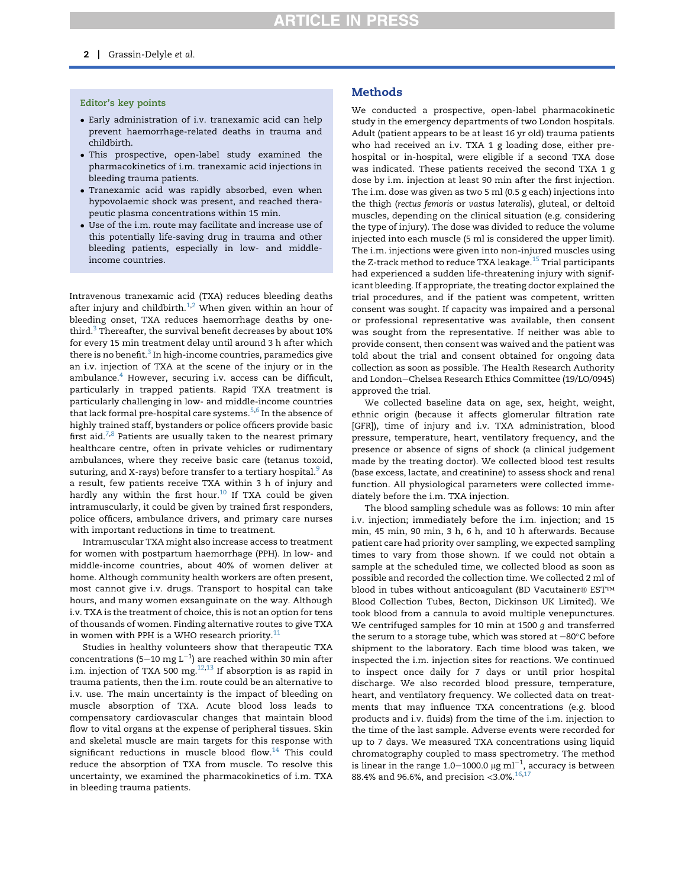### Editor's key points

- Early administration of i.v. tranexamic acid can help prevent haemorrhage-related deaths in trauma and childbirth.
- This prospective, open-label study examined the pharmacokinetics of i.m. tranexamic acid injections in bleeding trauma patients.
- Tranexamic acid was rapidly absorbed, even when hypovolaemic shock was present, and reached therapeutic plasma concentrations within 15 min.
- Use of the i.m. route may facilitate and increase use of this potentially life-saving drug in trauma and other bleeding patients, especially in low- and middle-income countries.

Intravenous tranexamic acid (TXA) reduces bleeding deaths after injury and childbirth.[1,2] When given within an hour of bleeding onset, TXA reduces haemorrhage deaths by one-third.[3] Thereafter, the survival benefit decreases by about 10% for every 15 min treatment delay until around 3 h after which there is no benefit.[3] In high-income countries, paramedics give an i.v. injection of TXA at the scene of the injury or in the ambulance.[4] However, securing i.v. access can be difficult, particularly in trapped patients. Rapid TXA treatment is particularly challenging in low- and middle-income countries that lack formal pre-hospital care systems.[5,6] In the absence of highly trained staff, bystanders or police officers provide basic first aid.[7,8] Patients are usually taken to the nearest primary healthcare centre, often in private vehicles or rudimentary ambulances, where they receive basic care (tetanus toxoid, suturing, and X-rays) before transfer to a tertiary hospital.[9] As a result, few patients receive TXA within 3 h of injury and hardly any within the first hour.[10] If TXA could be given intramuscularly, it could be given by trained first responders, police officers, ambulance drivers, and primary care nurses with important reductions in time to treatment.

Intramuscular TXA might also increase access to treatment for women with postpartum haemorrhage (PPH). In low- and middle-income countries, about 40% of women deliver at home. Although community health workers are often present, most cannot give i.v. drugs. Transport to hospital can take hours, and many women exsanguinate on the way. Although i.v. TXA is the treatment of choice, this is not an option for tens of thousands of women. Finding alternative routes to give TXA in women with PPH is a WHO research priority.[11]

Studies in healthy volunteers show that therapeutic TXA concentrations (5–10 mg $L^{-1}$) are reached within 30 min after i.m. injection of TXA 500 mg.[12,13] If absorption is as rapid in trauma patients, then the i.m. route could be an alternative to i.v. use. The main uncertainty is the impact of bleeding on muscle absorption of TXA. Acute blood loss leads to compensatory cardiovascular changes that maintain blood flow to vital organs at the expense of peripheral tissues. Skin and skeletal muscle are main targets for this response with significant reductions in muscle blood flow.[14] This could reduce the absorption of TXA from muscle. To resolve this uncertainty, we examined the pharmacokinetics of i.m. TXA in bleeding trauma patients.

## Methods

We conducted a prospective, open-label pharmacokinetic study in the emergency departments of two London hospitals. Adult (patient appears to be at least 16 yr old) trauma patients who had received an i.v. TXA 1 g loading dose, either pre-hospital or in-hospital, were eligible if a second TXA dose was indicated. These patients received the second TXA 1 g dose by i.m. injection at least 90 min after the first injection. The i.m. dose was given as two 5 ml (0.5 g each) injections into the thigh (*rectus femoris* or *vastus lateralis*), gluteal, or deltoid muscles, depending on the clinical situation (e.g. considering the type of injury). The dose was divided to reduce the volume injected into each muscle (5 ml is considered the upper limit). The i.m. injections were given into non-injured muscles using the Z-track method to reduce TXA leakage.[15] Trial participants had experienced a sudden life-threatening injury with significant bleeding. If appropriate, the treating doctor explained the trial procedures, and if the patient was competent, written consent was sought. If capacity was impaired and a personal or professional representative was available, then consent was sought from the representative. If neither was able to provide consent, then consent was waived and the patient was told about the trial and consent obtained for ongoing data collection as soon as possible. The Health Research Authority and London–Chelsea Research Ethics Committee (19/LO/0945) approved the trial.

We collected baseline data on age, sex, height, weight, ethnic origin (because it affects glomerular filtration rate [GFR]), time of injury and i.v. TXA administration, blood pressure, temperature, heart, ventilatory frequency, and the presence or absence of signs of shock (a clinical judgement made by the treating doctor). We collected blood test results (base excess, lactate, and creatinine) to assess shock and renal function. All physiological parameters were collected immediately before the i.m. TXA injection.

The blood sampling schedule was as follows: 10 min after i.v. injection; immediately before the i.m. injection; and 15 min, 45 min, 90 min, 3 h, 6 h, and 10 h afterwards. Because patient care had priority over sampling, we expected sampling times to vary from those shown. If we could not obtain a sample at the scheduled time, we collected blood as soon as possible and recorded the collection time. We collected 2 ml of blood in tubes without anticoagulant (BD Vacutainer® EST™ Blood Collection Tubes, Becton, Dickinson UK Limited). We took blood from a cannula to avoid multiple venepunctures. We centrifuged samples for 10 min at 1500 *g* and transferred the serum to a storage tube, which was stored at −80°C before shipment to the laboratory. Each time blood was taken, we inspected the i.m. injection sites for reactions. We continued to inspect once daily for 7 days or until prior hospital discharge. We also recorded blood pressure, temperature, heart, and ventilatory frequency. We collected data on treatments that may influence TXA concentrations (e.g. blood products and i.v. fluids) from the time of the i.m. injection to the time of the last sample. Adverse events were recorded for up to 7 days. We measured TXA concentrations using liquid chromatography coupled to mass spectrometry. The method is linear in the range 1.0–1000.0 μg $ml^{-1}$, accuracy is between 88.4% and 96.6%, and precision <3.0%.[16,17]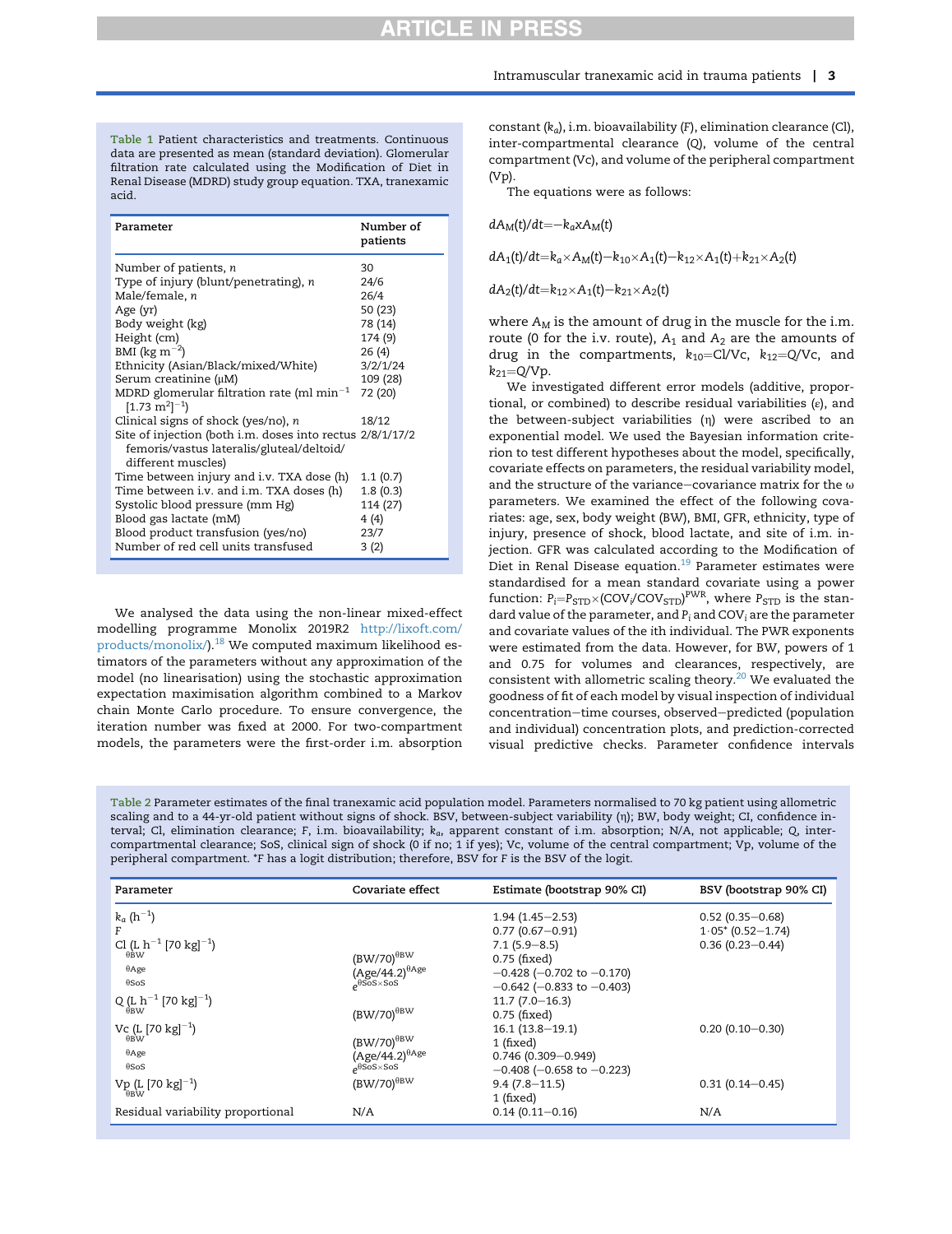Table 1 Patient characteristics and treatments. Continuous data are presented as mean (standard deviation). Glomerular filtration rate calculated using the Modification of Diet in Renal Disease (MDRD) study group equation. TXA, tranexamic acid.

| Parameter | Number of patients |
| --- | --- |
| Number of patients, $n$ | 30 |
| Type of injury (blunt/penetrating), $n$ | 24/6 |
| Male/female, $n$ | 26/4 |
| Age (yr) | 50 (23) |
| Body weight (kg) | 78 (14) |
| Height (cm) | 174 (9) |
| BMI (kg $m^{-2}$) | 26 (4) |
| Ethnicity (Asian/Black/mixed/White) | 3/2/1/24 |
| Serum creatinine (μM) | 109 (28) |
| MDRD glomerular filtration rate (ml $min^{-1}$ $[1.73\ m^2]^{-1}$) | 72 (20) |
| Clinical signs of shock (yes/no), $n$ | 18/12 |
| Site of injection (both i.m. doses into rectus femoris/vastus lateralis/gluteal/deltoid/different muscles) | 2/8/1/17/2 |
| Time between injury and i.v. TXA dose (h) | 1.1 (0.7) |
| Time between i.v. and i.m. TXA doses (h) | 1.8 (0.3) |
| Systolic blood pressure (mm Hg) | 114 (27) |
| Blood gas lactate (mM) | 4 (4) |
| Blood product transfusion (yes/no) | 23/7 |
| Number of red cell units transfused | 3 (2) |

We analysed the data using the non-linear mixed-effect modelling programme Monolix 2019R2 http://lixoft.com/products/monolix/).[18] We computed maximum likelihood estimators of the parameters without any approximation of the model (no linearisation) using the stochastic approximation expectation maximisation algorithm combined to a Markov chain Monte Carlo procedure. To ensure convergence, the iteration number was fixed at 2000. For two-compartment models, the parameters were the first-order i.m. absorption constant ($k_a$), i.m. bioavailability ($F$), elimination clearance (Cl), inter-compartmental clearance (Q), volume of the central compartment (Vc), and volume of the peripheral compartment (Vp).

The equations were as follows:

$$dA_M(t)/dt = -k_a \times A_M(t)$$

$$dA_1(t)/dt = k_a \times A_M(t) - k_{10} \times A_1(t) - k_{12} \times A_1(t) + k_{21} \times A_2(t)$$

$$dA_2(t)/dt = k_{12} \times A_1(t) - k_{21} \times A_2(t)$$

where $A_M$ is the amount of drug in the muscle for the i.m. route (0 for the i.v. route), $A_1$ and $A_2$ are the amounts of drug in the compartments, $k_{10}$=Cl/Vc, $k_{12}$=Q/Vc, and $k_{21}$=Q/Vp.

We investigated different error models (additive, proportional, or combined) to describe residual variabilities ($\varepsilon$), and the between-subject variabilities ($\eta$) were ascribed to an exponential model. We used the Bayesian information criterion to test different hypotheses about the model, specifically, covariate effects on parameters, the residual variability model, and the structure of the variance−covariance matrix for the $\omega$ parameters. We examined the effect of the following covariates: age, sex, body weight (BW), BMI, GFR, ethnicity, type of injury, presence of shock, blood lactate, and site of i.m. injection. GFR was calculated according to the Modification of Diet in Renal Disease equation.[19] Parameter estimates were standardised for a mean standard covariate using a power function: $P_i = P_{STD} \times (COV_i/COV_{STD})^{PWR}$, where $P_{STD}$ is the standard value of the parameter, and $P_i$ and $COV_i$ are the parameter and covariate values of the ith individual. The PWR exponents were estimated from the data. However, for BW, powers of 1 and 0.75 for volumes and clearances, respectively, are consistent with allometric scaling theory.[20] We evaluated the goodness of fit of each model by visual inspection of individual concentration−time courses, observed−predicted (population and individual) concentration plots, and prediction-corrected visual predictive checks. Parameter confidence intervals

Table 2 Parameter estimates of the final tranexamic acid population model. Parameters normalised to 70 kg patient using allometric scaling and to a 44-yr-old patient without signs of shock. BSV, between-subject variability ($\eta$); BW, body weight; CI, confidence interval; Cl, elimination clearance; $F$, i.m. bioavailability; $k_a$, apparent constant of i.m. absorption; N/A, not applicable; Q, inter-compartmental clearance; SoS, clinical sign of shock (0 if no; 1 if yes); Vc, volume of the central compartment; Vp, volume of the peripheral compartment. *F has a logit distribution; therefore, BSV for $F$ is the BSV of the logit.

| Parameter | Covariate effect | Estimate (bootstrap 90% CI) | BSV (bootstrap 90% CI) |
| --- | --- | --- | --- |
| $k_a$ ($h^{-1}$) | | 1.94 (1.45−2.53) | 0.52 (0.35−0.68) |
| F | | 0.77 (0.67−0.91) | 1·05* (0.52−1.74) |
| Cl (L $h^{-1}$ $[70\ kg]^{-1}$) | | 7.1 (5.9−8.5) | 0.36 (0.23−0.44) |
| $\theta_{BW}$ | $(BW/70)^{\theta BW}$ | 0.75 (fixed) | |
| $\theta_{Age}$ | $(Age/44.2)^{\theta Age}$ | −0.428 (−0.702 to −0.170) | |
| $\theta_{SoS}$ | $e^{\theta SoS \times SoS}$ | −0.642 (−0.833 to −0.403) | |
| Q (L $h^{-1}$ $[70\ kg]^{-1}$) | | 11.7 (7.0−16.3) | |
| $\theta_{BW}$ | $(BW/70)^{\theta BW}$ | 0.75 (fixed) | |
| Vc (L $[70\ kg]^{-1}$) | | 16.1 (13.8−19.1) | 0.20 (0.10−0.30) |
| $\theta_{BW}$ | $(BW/70)^{\theta BW}$ | 1 (fixed) | |
| $\theta_{Age}$ | $(Age/44.2)^{\theta Age}$ | 0.746 (0.309−0.949) | |
| $\theta_{SoS}$ | $e^{\theta SoS \times SoS}$ | −0.408 (−0.658 to −0.223) | |
| Vp (L $[70\ kg]^{-1}$) | | 9.4 (7.8−11.5) | 0.31 (0.14−0.45) |
| $\theta_{BW}$ | $(BW/70)^{\theta BW}$ | 1 (fixed) | |
| Residual variability proportional | N/A | 0.14 (0.11−0.16) | N/A |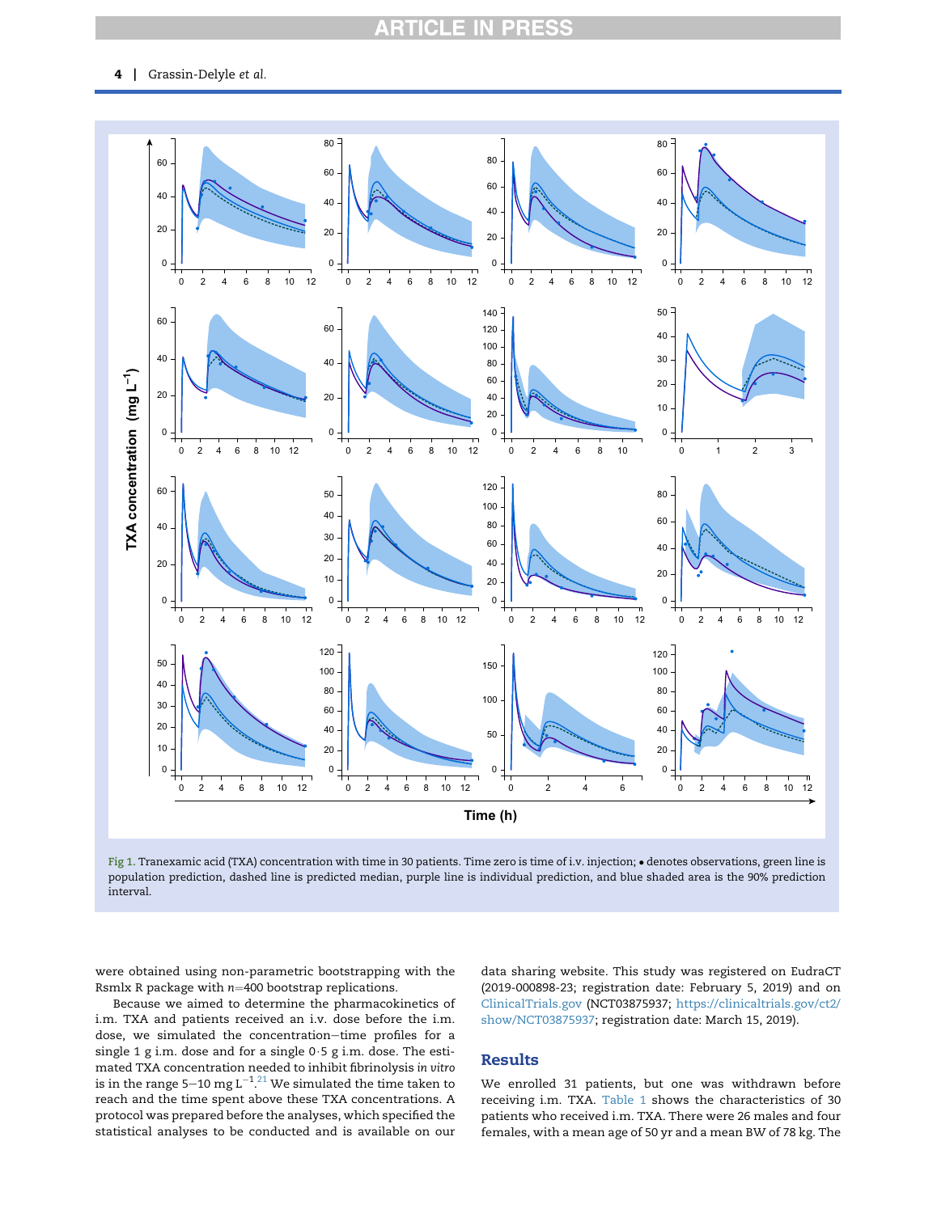Fig 1. Tranexamic acid (TXA) concentration with time in 30 patients. Time zero is time of i.v. injection; • denotes observations, green line is population prediction, dashed line is predicted median, purple line is individual prediction, and blue shaded area is the 90% prediction interval.

were obtained using non-parametric bootstrapping with the Rsmlx R package with $n$=400 bootstrap replications.

Because we aimed to determine the pharmacokinetics of i.m. TXA and patients received an i.v. dose before the i.m. dose, we simulated the concentration–time profiles for a single 1 g i.m. dose and for a single 0·5 g i.m. dose. The estimated TXA concentration needed to inhibit fibrinolysis *in vitro* is in the range 5–10 mg $L^{-1}$.[21] We simulated the time taken to reach and the time spent above these TXA concentrations. A protocol was prepared before the analyses, which specified the statistical analyses to be conducted and is available on our data sharing website. This study was registered on EudraCT (2019-000898-23; registration date: February 5, 2019) and on ClinicalTrials.gov (NCT03875937; https://clinicaltrials.gov/ct2/show/NCT03875937; registration date: March 15, 2019).

## Results

We enrolled 31 patients, but one was withdrawn before receiving i.m. TXA. Table 1 shows the characteristics of 30 patients who received i.m. TXA. There were 26 males and four females, with a mean age of 50 yr and a mean BW of 78 kg. The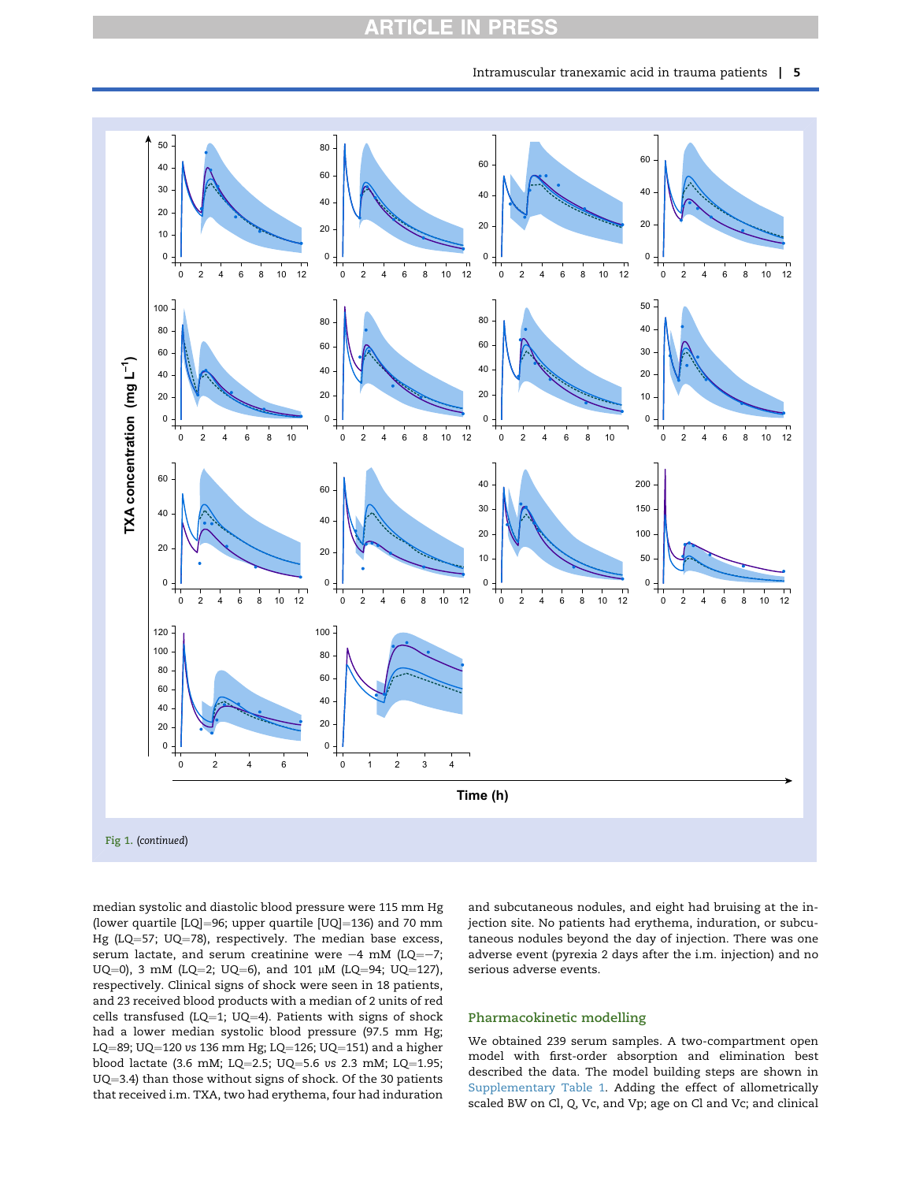Fig 1. *(continued)*

median systolic and diastolic blood pressure were 115 mm Hg (lower quartile [LQ]=96; upper quartile [UQ]=136) and 70 mm Hg (LQ=57; UQ=78), respectively. The median base excess, serum lactate, and serum creatinine were −4 mM (LQ=−7; UQ=0), 3 mM (LQ=2; UQ=6), and 101 μM (LQ=94; UQ=127), respectively. Clinical signs of shock were seen in 18 patients, and 23 received blood products with a median of 2 units of red cells transfused (LQ=1; UQ=4). Patients with signs of shock had a lower median systolic blood pressure (97.5 mm Hg; LQ=89; UQ=120 *vs* 136 mm Hg; LQ=126; UQ=151) and a higher blood lactate (3.6 mM; LQ=2.5; UQ=5.6 *vs* 2.3 mM; LQ=1.95; UQ=3.4) than those without signs of shock. Of the 30 patients that received i.m. TXA, two had erythema, four had induration and subcutaneous nodules, and eight had bruising at the injection site. No patients had erythema, induration, or subcutaneous nodules beyond the day of injection. There was one adverse event (pyrexia 2 days after the i.m. injection) and no serious adverse events.

## Pharmacokinetic modelling

We obtained 239 serum samples. A two-compartment open model with first-order absorption and elimination best described the data. The model building steps are shown in Supplementary Table 1. Adding the effect of allometrically scaled BW on Cl, Q, Vc, and Vp; age on Cl and Vc; and clinical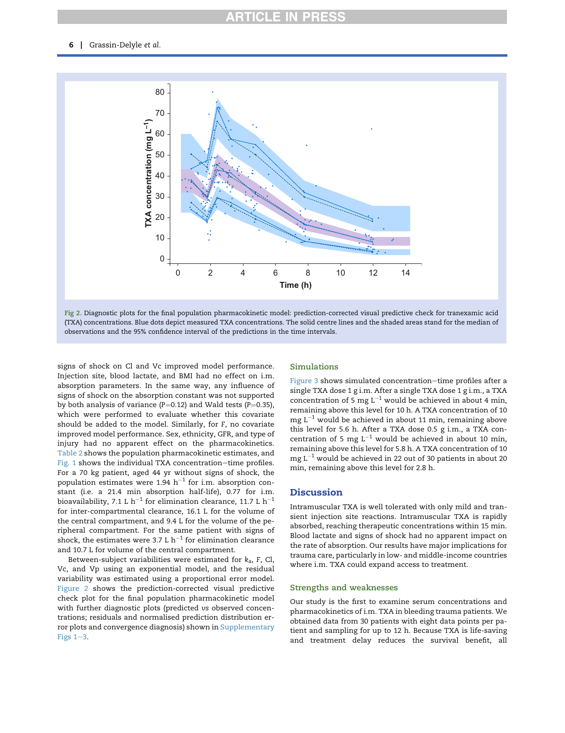Fig 2. Diagnostic plots for the final population pharmacokinetic model: prediction-corrected visual predictive check for tranexamic acid (TXA) concentrations. Blue dots depict measured TXA concentrations. The solid centre lines and the shaded areas stand for the median of observations and the 95% confidence interval of the predictions in the time intervals.

signs of shock on Cl and Vc improved model performance. Injection site, blood lactate, and BMI had no effect on i.m. absorption parameters. In the same way, any influence of signs of shock on the absorption constant was not supported by both analysis of variance ($P$=0.12) and Wald tests ($P$=0.35), which were performed to evaluate whether this covariate should be added to the model. Similarly, for $F$, no covariate improved model performance. Sex, ethnicity, GFR, and type of injury had no apparent effect on the pharmacokinetics. Table 2 shows the population pharmacokinetic estimates, and Fig. 1 shows the individual TXA concentration–time profiles. For a 70 kg patient, aged 44 yr without signs of shock, the population estimates were 1.94 $h^{-1}$ for i.m. absorption constant (i.e. a 21.4 min absorption half-life), 0.77 for i.m. bioavailability, 7.1 L $h^{-1}$ for elimination clearance, 11.7 L $h^{-1}$ for inter-compartmental clearance, 16.1 L for the volume of the central compartment, and 9.4 L for the volume of the peripheral compartment. For the same patient with signs of shock, the estimates were 3.7 L $h^{-1}$ for elimination clearance and 10.7 L for volume of the central compartment.

Between-subject variabilities were estimated for $k_a$, $F$, Cl, Vc, and Vp using an exponential model, and the residual variability was estimated using a proportional error model. Figure 2 shows the prediction-corrected visual predictive check plot for the final population pharmacokinetic model with further diagnostic plots (predicted *vs* observed concentrations; residuals and normalised prediction distribution error plots and convergence diagnosis) shown in Supplementary Figs 1–3.

### Simulations

Figure 3 shows simulated concentration–time profiles after a single TXA dose 1 g i.m. After a single TXA dose 1 g i.m., a TXA concentration of 5 mg $L^{-1}$ would be achieved in about 4 min, remaining above this level for 10 h. A TXA concentration of 10 mg $L^{-1}$ would be achieved in about 11 min, remaining above this level for 5.6 h. After a TXA dose 0.5 g i.m., a TXA concentration of 5 mg $L^{-1}$ would be achieved in about 10 min, remaining above this level for 5.8 h. A TXA concentration of 10 mg $L^{-1}$ would be achieved in 22 out of 30 patients in about 20 min, remaining above this level for 2.8 h.

## Discussion

Intramuscular TXA is well tolerated with only mild and transient injection site reactions. Intramuscular TXA is rapidly absorbed, reaching therapeutic concentrations within 15 min. Blood lactate and signs of shock had no apparent impact on the rate of absorption. Our results have major implications for trauma care, particularly in low- and middle-income countries where i.m. TXA could expand access to treatment.

### Strengths and weaknesses

Our study is the first to examine serum concentrations and pharmacokinetics of i.m. TXA in bleeding trauma patients. We obtained data from 30 patients with eight data points per patient and sampling for up to 12 h. Because TXA is life-saving and treatment delay reduces the survival benefit, all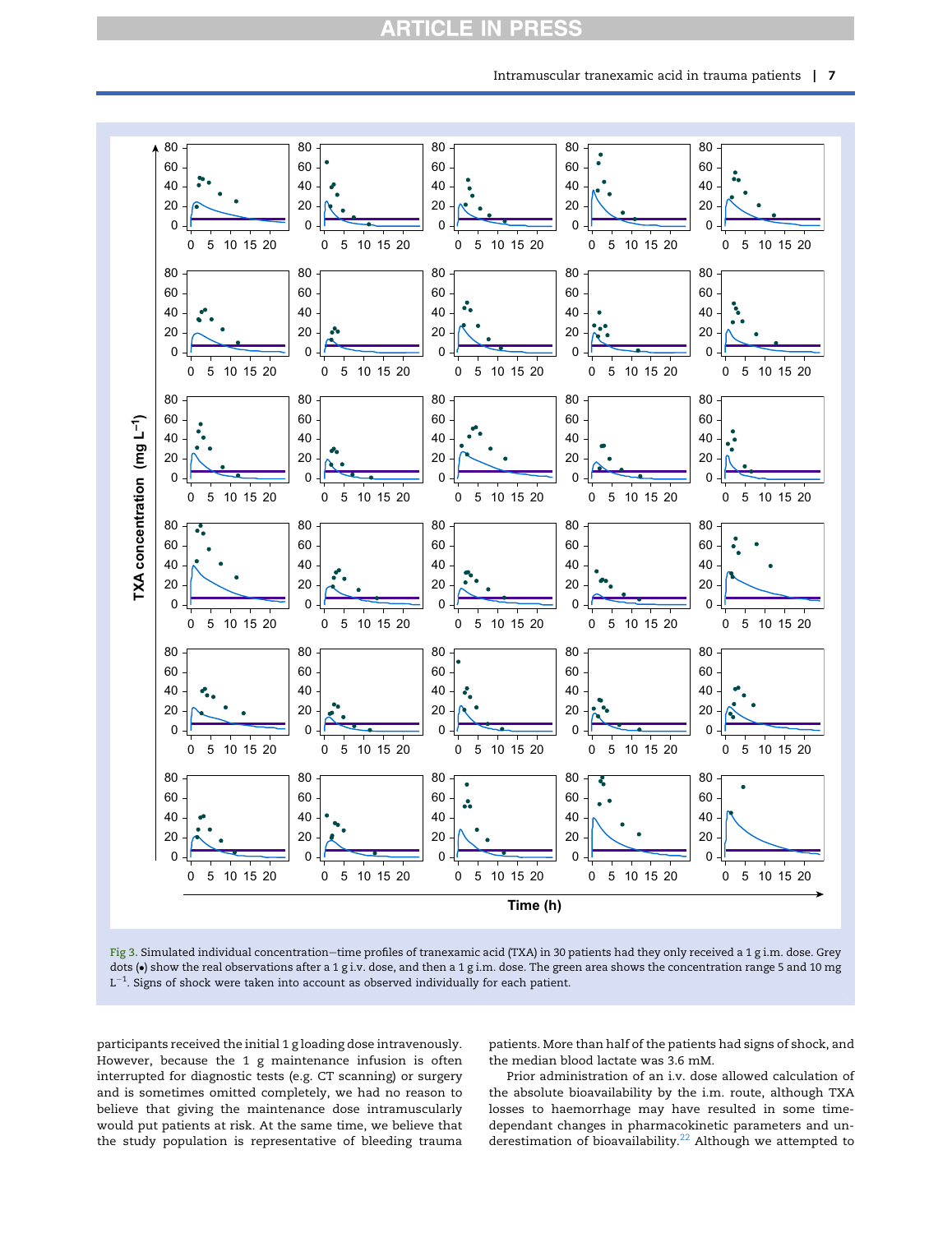Fig 3. Simulated individual concentration−time profiles of tranexamic acid (TXA) in 30 patients had they only received a 1 g i.m. dose. Grey dots (•) show the real observations after a 1 g i.v. dose, and then a 1 g i.m. dose. The green area shows the concentration range 5 and 10 mg $L^{-1}$. Signs of shock were taken into account as observed individually for each patient.

participants received the initial 1 g loading dose intravenously. However, because the 1 g maintenance infusion is often interrupted for diagnostic tests (e.g. CT scanning) or surgery and is sometimes omitted completely, we had no reason to believe that giving the maintenance dose intramuscularly would put patients at risk. At the same time, we believe that the study population is representative of bleeding trauma patients. More than half of the patients had signs of shock, and the median blood lactate was 3.6 mM.

Prior administration of an i.v. dose allowed calculation of the absolute bioavailability by the i.m. route, although TXA losses to haemorrhage may have resulted in some time-dependant changes in pharmacokinetic parameters and underestimation of bioavailability.[22] Although we attempted to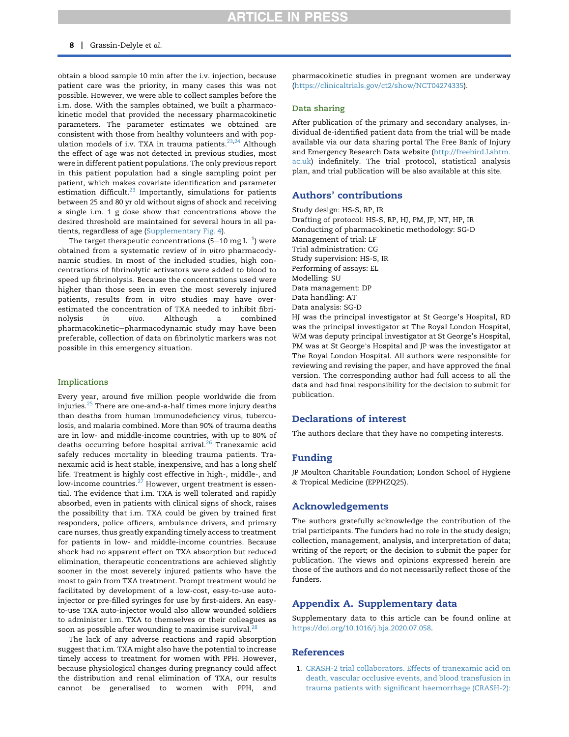obtain a blood sample 10 min after the i.v. injection, because patient care was the priority, in many cases this was not possible. However, we were able to collect samples before the i.m. dose. With the samples obtained, we built a pharmacokinetic model that provided the necessary pharmacokinetic parameters. The parameter estimates we obtained are consistent with those from healthy volunteers and with population models of i.v. TXA in trauma patients.[23,24] Although the effect of age was not detected in previous studies, most were in different patient populations. The only previous report in this patient population had a single sampling point per patient, which makes covariate identification and parameter estimation difficult.[23] Importantly, simulations for patients between 25 and 80 yr old without signs of shock and receiving a single i.m. 1 g dose show that concentrations above the desired threshold are maintained for several hours in all patients, regardless of age (Supplementary Fig. 4).

The target therapeutic concentrations (5−10 mg $L^{-1}$) were obtained from a systematic review of *in vitro* pharmacodynamic studies. In most of the included studies, high concentrations of fibrinolytic activators were added to blood to speed up fibrinolysis. Because the concentrations used were higher than those seen in even the most severely injured patients, results from *in vitro* studies may have overestimated the concentration of TXA needed to inhibit fibrinolysis *in vivo*. Although a combined pharmacokinetic−pharmacodynamic study may have been preferable, collection of data on fibrinolytic markers was not possible in this emergency situation.

### Implications

Every year, around five million people worldwide die from injuries.[25] There are one-and-a-half times more injury deaths than deaths from human immunodeficiency virus, tuberculosis, and malaria combined. More than 90% of trauma deaths are in low- and middle-income countries, with up to 80% of deaths occurring before hospital arrival.[26] Tranexamic acid safely reduces mortality in bleeding trauma patients. Tranexamic acid is heat stable, inexpensive, and has a long shelf life. Treatment is highly cost effective in high-, middle-, and low-income countries.[27] However, urgent treatment is essential. The evidence that i.m. TXA is well tolerated and rapidly absorbed, even in patients with clinical signs of shock, raises the possibility that i.m. TXA could be given by trained first responders, police officers, ambulance drivers, and primary care nurses, thus greatly expanding timely access to treatment for patients in low- and middle-income countries. Because shock had no apparent effect on TXA absorption but reduced elimination, therapeutic concentrations are achieved slightly sooner in the most severely injured patients who have the most to gain from TXA treatment. Prompt treatment would be facilitated by development of a low-cost, easy-to-use auto-injector or pre-filled syringes for use by first-aiders. An easy-to-use TXA auto-injector would also allow wounded soldiers to administer i.m. TXA to themselves or their colleagues as soon as possible after wounding to maximise survival.[28]

The lack of any adverse reactions and rapid absorption suggest that i.m. TXA might also have the potential to increase timely access to treatment for women with PPH. However, because physiological changes during pregnancy could affect the distribution and renal elimination of TXA, our results cannot be generalised to women with PPH, and pharmacokinetic studies in pregnant women are underway (https://clinicaltrials.gov/ct2/show/NCT04274335).

### Data sharing

After publication of the primary and secondary analyses, individual de-identified patient data from the trial will be made available via our data sharing portal The Free Bank of Injury and Emergency Research Data website (http://freebird.Lshtm.ac.uk) indefinitely. The trial protocol, statistical analysis plan, and trial publication will be also available at this site.

## Authors' contributions

Study design: HS-S, RP, IR
Drafting of protocol: HS-S, RP, HJ, PM, JP, NT, HP, IR
Conducting of pharmacokinetic methodology: SG-D
Management of trial: LF
Trial administration: CG
Study supervision: HS-S, IR
Performing of assays: EL
Modelling: SU
Data management: DP
Data handling: AT
Data analysis: SG-D
HJ was the principal investigator at St George's Hospital, RD was the principal investigator at The Royal London Hospital, WM was deputy principal investigator at St George's Hospital, PM was at St George's Hospital and JP was the investigator at The Royal London Hospital. All authors were responsible for reviewing and revising the paper, and have approved the final version. The corresponding author had full access to all the data and had final responsibility for the decision to submit for publication.

## Declarations of interest

The authors declare that they have no competing interests.

## Funding

JP Moulton Charitable Foundation; London School of Hygiene & Tropical Medicine (EPPHZQ25).

## Acknowledgements

The authors gratefully acknowledge the contribution of the trial participants. The funders had no role in the study design; collection, management, analysis, and interpretation of data; writing of the report; or the decision to submit the paper for publication. The views and opinions expressed herein are those of the authors and do not necessarily reflect those of the funders.

## Appendix A. Supplementary data

Supplementary data to this article can be found online at https://doi.org/10.1016/j.bja.2020.07.058.

## References

1. CRASH-2 trial collaborators. Effects of tranexamic acid on death, vascular occlusive events, and blood transfusion in trauma patients with significant haemorrhage (CRASH-2):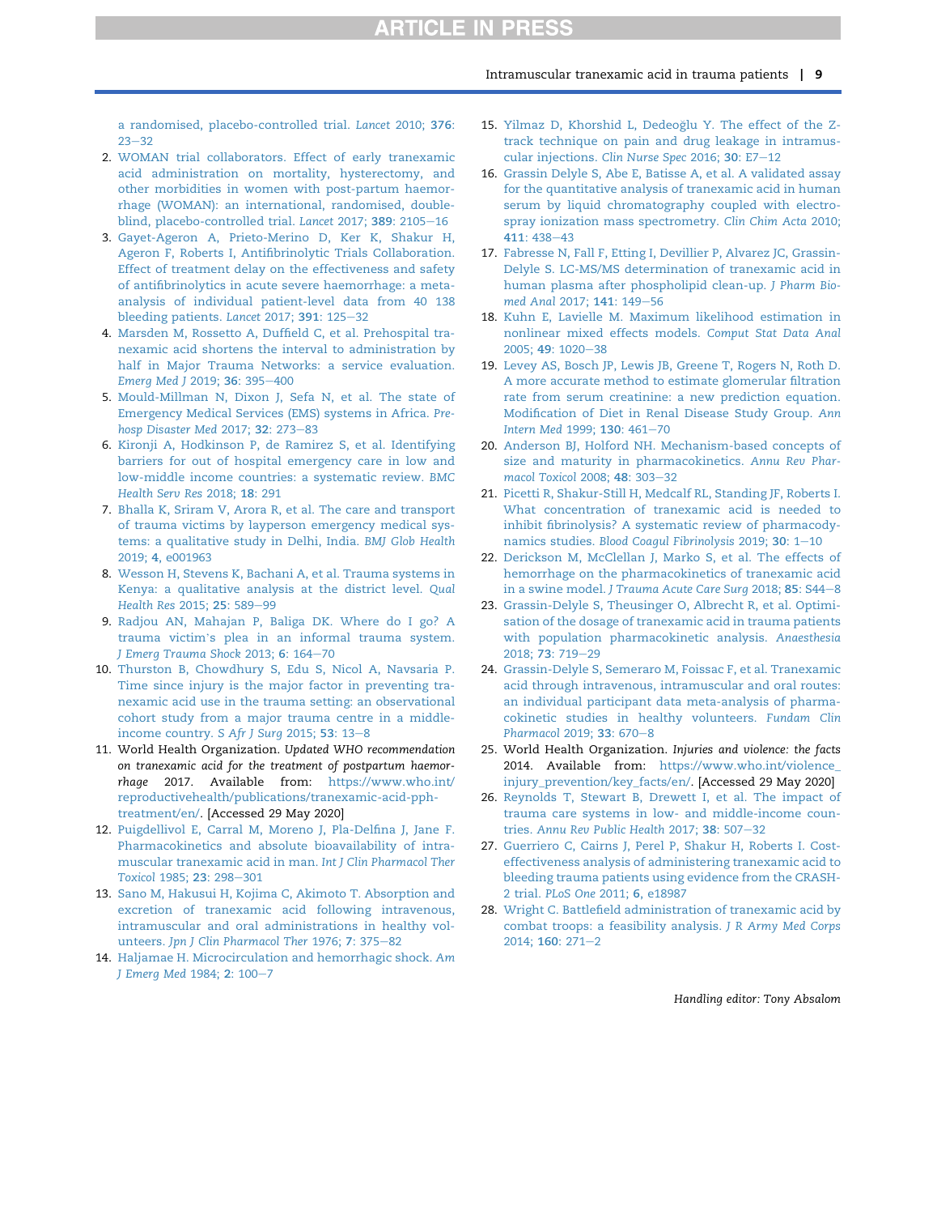a randomised, placebo-controlled trial. *Lancet* 2010; **376**: 23–32

2. WOMAN trial collaborators. Effect of early tranexamic acid administration on mortality, hysterectomy, and other morbidities in women with post-partum haemorrhage (WOMAN): an international, randomised, double-blind, placebo-controlled trial. *Lancet* 2017; **389**: 2105–16
3. Gayet-Ageron A, Prieto-Merino D, Ker K, Shakur H, Ageron F, Roberts I, Antifibrinolytic Trials Collaboration. Effect of treatment delay on the effectiveness and safety of antifibrinolytics in acute severe haemorrhage: a meta-analysis of individual patient-level data from 40 138 bleeding patients. *Lancet* 2017; **391**: 125–32
4. Marsden M, Rossetto A, Duffield C, et al. Prehospital tranexamic acid shortens the interval to administration by half in Major Trauma Networks: a service evaluation. *Emerg Med J* 2019; **36**: 395–400
5. Mould-Millman N, Dixon J, Sefa N, et al. The state of Emergency Medical Services (EMS) systems in Africa. *Prehosp Disaster Med* 2017; **32**: 273–83
6. Kironji A, Hodkinson P, de Ramirez S, et al. Identifying barriers for out of hospital emergency care in low and low-middle income countries: a systematic review. *BMC Health Serv Res* 2018; **18**: 291
7. Bhalla K, Sriram V, Arora R, et al. The care and transport of trauma victims by layperson emergency medical systems: a qualitative study in Delhi, India. *BMJ Glob Health* 2019; **4**, e001963
8. Wesson H, Stevens K, Bachani A, et al. Trauma systems in Kenya: a qualitative analysis at the district level. *Qual Health Res* 2015; **25**: 589–99
9. Radjou AN, Mahajan P, Baliga DK. Where do I go? A trauma victim's plea in an informal trauma system. *J Emerg Trauma Shock* 2013; **6**: 164–70
10. Thurston B, Chowdhury S, Edu S, Nicol A, Navsaria P. Time since injury is the major factor in preventing tranexamic acid use in the trauma setting: an observational cohort study from a major trauma centre in a middle-income country. *S Afr J Surg* 2015; **53**: 13–8
11. World Health Organization. *Updated WHO recommendation on tranexamic acid for the treatment of postpartum haemorrhage* 2017. Available from: https://www.who.int/reproductivehealth/publications/tranexamic-acid-pph-treatment/en/. [Accessed 29 May 2020]
12. Puigdellivol E, Carral M, Moreno J, Pla-Delfina J, Jane F. Pharmacokinetics and absolute bioavailability of intramuscular tranexamic acid in man. *Int J Clin Pharmacol Ther Toxicol* 1985; **23**: 298–301
13. Sano M, Hakusui H, Kojima C, Akimoto T. Absorption and excretion of tranexamic acid following intravenous, intramuscular and oral administrations in healthy volunteers. *Jpn J Clin Pharmacol Ther* 1976; **7**: 375–82
14. Haljamae H. Microcirculation and hemorrhagic shock. *Am J Emerg Med* 1984; **2**: 100–7
15. Yilmaz D, Khorshid L, Dedeoğlu Y. The effect of the Z-track technique on pain and drug leakage in intramuscular injections. *Clin Nurse Spec* 2016; **30**: E7–12
16. Grassin Delyle S, Abe E, Batisse A, et al. A validated assay for the quantitative analysis of tranexamic acid in human serum by liquid chromatography coupled with electrospray ionization mass spectrometry. *Clin Chim Acta* 2010; **411**: 438–43
17. Fabresse N, Fall F, Etting I, Devillier P, Alvarez JC, Grassin-Delyle S. LC-MS/MS determination of tranexamic acid in human plasma after phospholipid clean-up. *J Pharm Biomed Anal* 2017; **141**: 149–56
18. Kuhn E, Lavielle M. Maximum likelihood estimation in nonlinear mixed effects models. *Comput Stat Data Anal* 2005; **49**: 1020–38
19. Levey AS, Bosch JP, Lewis JB, Greene T, Rogers N, Roth D. A more accurate method to estimate glomerular filtration rate from serum creatinine: a new prediction equation. Modification of Diet in Renal Disease Study Group. *Ann Intern Med* 1999; **130**: 461–70
20. Anderson BJ, Holford NH. Mechanism-based concepts of size and maturity in pharmacokinetics. *Annu Rev Pharmacol Toxicol* 2008; **48**: 303–32
21. Picetti R, Shakur-Still H, Medcalf RL, Standing JF, Roberts I. What concentration of tranexamic acid is needed to inhibit fibrinolysis? A systematic review of pharmacodynamics studies. *Blood Coagul Fibrinolysis* 2019; **30**: 1–10
22. Derickson M, McClellan J, Marko S, et al. The effects of hemorrhage on the pharmacokinetics of tranexamic acid in a swine model. *J Trauma Acute Care Surg* 2018; **85**: S44–8
23. Grassin-Delyle S, Theusinger O, Albrecht R, et al. Optimisation of the dosage of tranexamic acid in trauma patients with population pharmacokinetic analysis. *Anaesthesia* 2018; **73**: 719–29
24. Grassin-Delyle S, Semeraro M, Foissac F, et al. Tranexamic acid through intravenous, intramuscular and oral routes: an individual participant data meta-analysis of pharmacokinetic studies in healthy volunteers. *Fundam Clin Pharmacol* 2019; **33**: 670–8
25. World Health Organization. *Injuries and violence: the facts* 2014. Available from: https://www.who.int/violence_injury_prevention/key_facts/en/. [Accessed 29 May 2020]
26. Reynolds T, Stewart B, Drewett I, et al. The impact of trauma care systems in low- and middle-income countries. *Annu Rev Public Health* 2017; **38**: 507–32
27. Guerriero C, Cairns J, Perel P, Shakur H, Roberts I. Cost-effectiveness analysis of administering tranexamic acid to bleeding trauma patients using evidence from the CRASH-2 trial. *PLoS One* 2011; **6**, e18987
28. Wright C. Battlefield administration of tranexamic acid by combat troops: a feasibility analysis. *J R Army Med Corps* 2014; **160**: 271–2

*Handling editor: Tony Absalom*